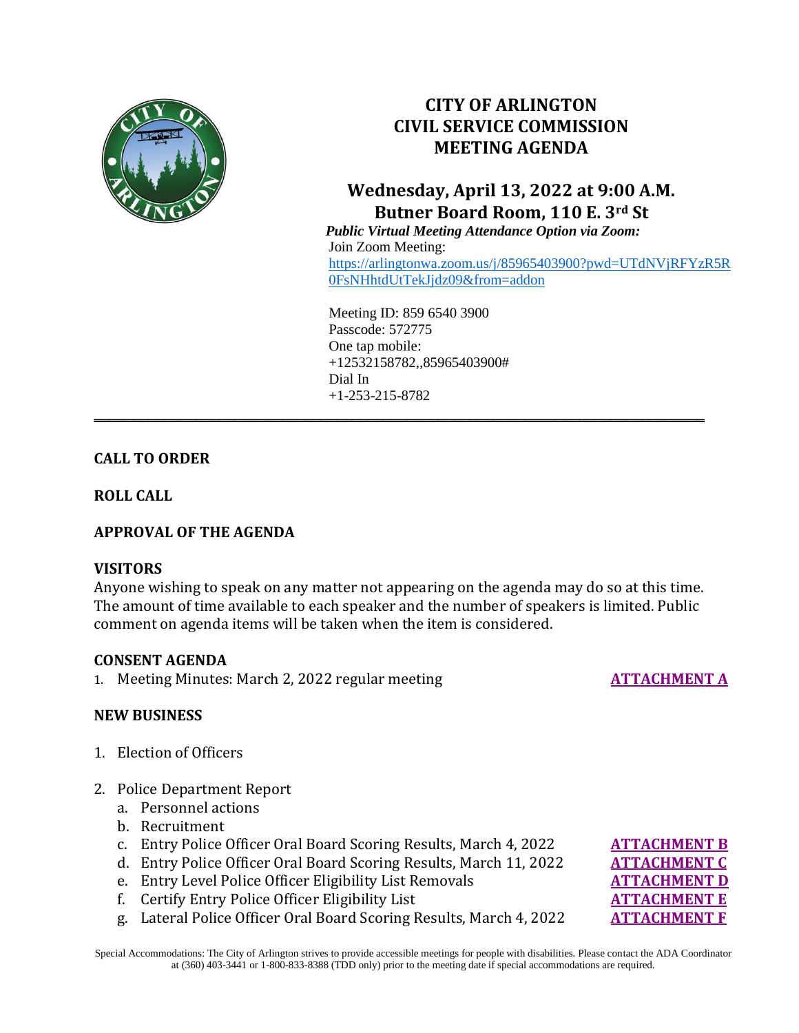# CITY OF ARLINGTON
# CIVIL SERVICE COMMISSION
# MEETING AGENDA

## Wednesday, April 13, 2022 at 9:00 A.M.
## Butner Board Room, 110 E. 3rd St

***Public Virtual Meeting Attendance Option via Zoom:***

Join Zoom Meeting:
https://arlingtonwa.zoom.us/j/85965403900?pwd=UTdNVjRFYzR5R0FsNHhtdUtTekJjdz09&from=addon

Meeting ID: 859 6540 3900
Passcode: 572775
One tap mobile:
+12532158782,,85965403900#
Dial In
+1-253-215-8782

---

**CALL TO ORDER**

**ROLL CALL**

**APPROVAL OF THE AGENDA**

**VISITORS**

Anyone wishing to speak on any matter not appearing on the agenda may do so at this time. The amount of time available to each speaker and the number of speakers is limited. Public comment on agenda items will be taken when the item is considered.

**CONSENT AGENDA**

1. Meeting Minutes: March 2, 2022 regular meeting — **ATTACHMENT A**

**NEW BUSINESS**

1. Election of Officers
2. Police Department Report
   a. Personnel actions
   b. Recruitment
   c. Entry Police Officer Oral Board Scoring Results, March 4, 2022 — **ATTACHMENT B**
   d. Entry Police Officer Oral Board Scoring Results, March 11, 2022 — **ATTACHMENT C**
   e. Entry Level Police Officer Eligibility List Removals — **ATTACHMENT D**
   f. Certify Entry Police Officer Eligibility List — **ATTACHMENT E**
   g. Lateral Police Officer Oral Board Scoring Results, March 4, 2022 — **ATTACHMENT F**

Special Accommodations: The City of Arlington strives to provide accessible meetings for people with disabilities. Please contact the ADA Coordinator at (360) 403-3441 or 1-800-833-8388 (TDD only) prior to the meeting date if special accommodations are required.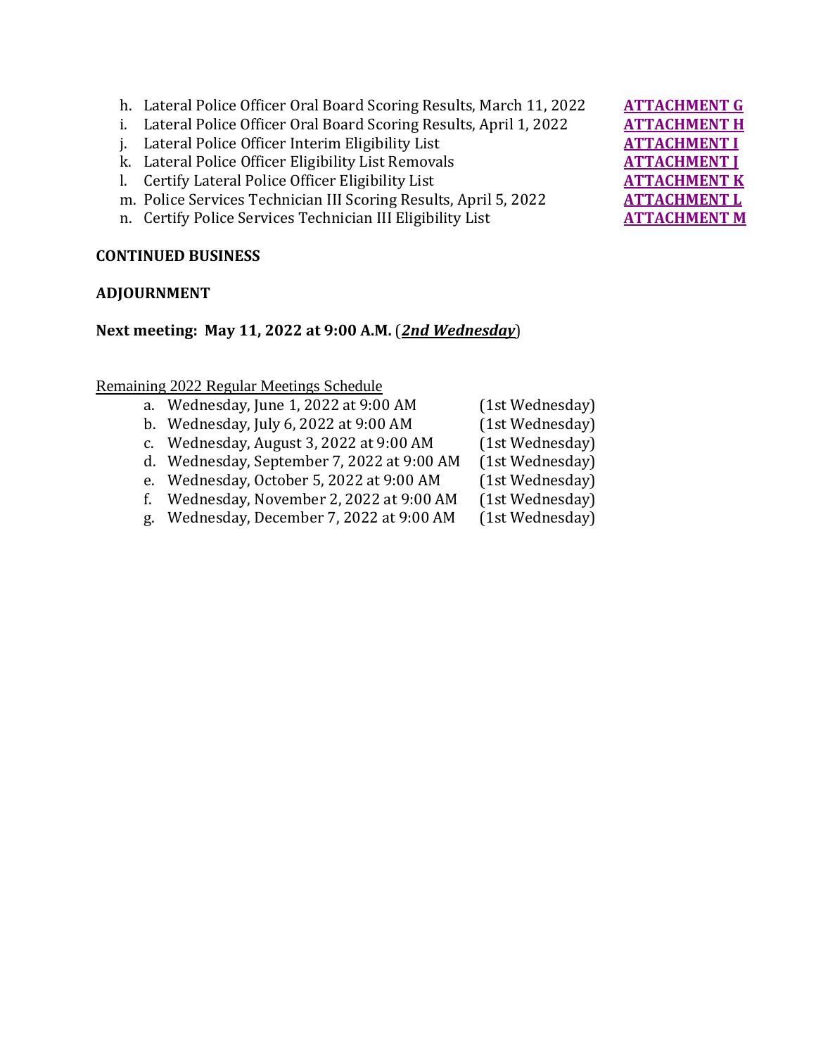h. Lateral Police Officer Oral Board Scoring Results, March 11, 2022 **ATTACHMENT G**
i. Lateral Police Officer Oral Board Scoring Results, April 1, 2022 **ATTACHMENT H**
j. Lateral Police Officer Interim Eligibility List **ATTACHMENT I**
k. Lateral Police Officer Eligibility List Removals **ATTACHMENT J**
l. Certify Lateral Police Officer Eligibility List **ATTACHMENT K**
m. Police Services Technician III Scoring Results, April 5, 2022 **ATTACHMENT L**
n. Certify Police Services Technician III Eligibility List **ATTACHMENT M**

**CONTINUED BUSINESS**

**ADJOURNMENT**

**Next meeting: May 11, 2022 at 9:00 A.M.** (***2nd Wednesday***)

Remaining 2022 Regular Meetings Schedule

a. Wednesday, June 1, 2022 at 9:00 AM (1st Wednesday)
b. Wednesday, July 6, 2022 at 9:00 AM (1st Wednesday)
c. Wednesday, August 3, 2022 at 9:00 AM (1st Wednesday)
d. Wednesday, September 7, 2022 at 9:00 AM (1st Wednesday)
e. Wednesday, October 5, 2022 at 9:00 AM (1st Wednesday)
f. Wednesday, November 2, 2022 at 9:00 AM (1st Wednesday)
g. Wednesday, December 7, 2022 at 9:00 AM (1st Wednesday)